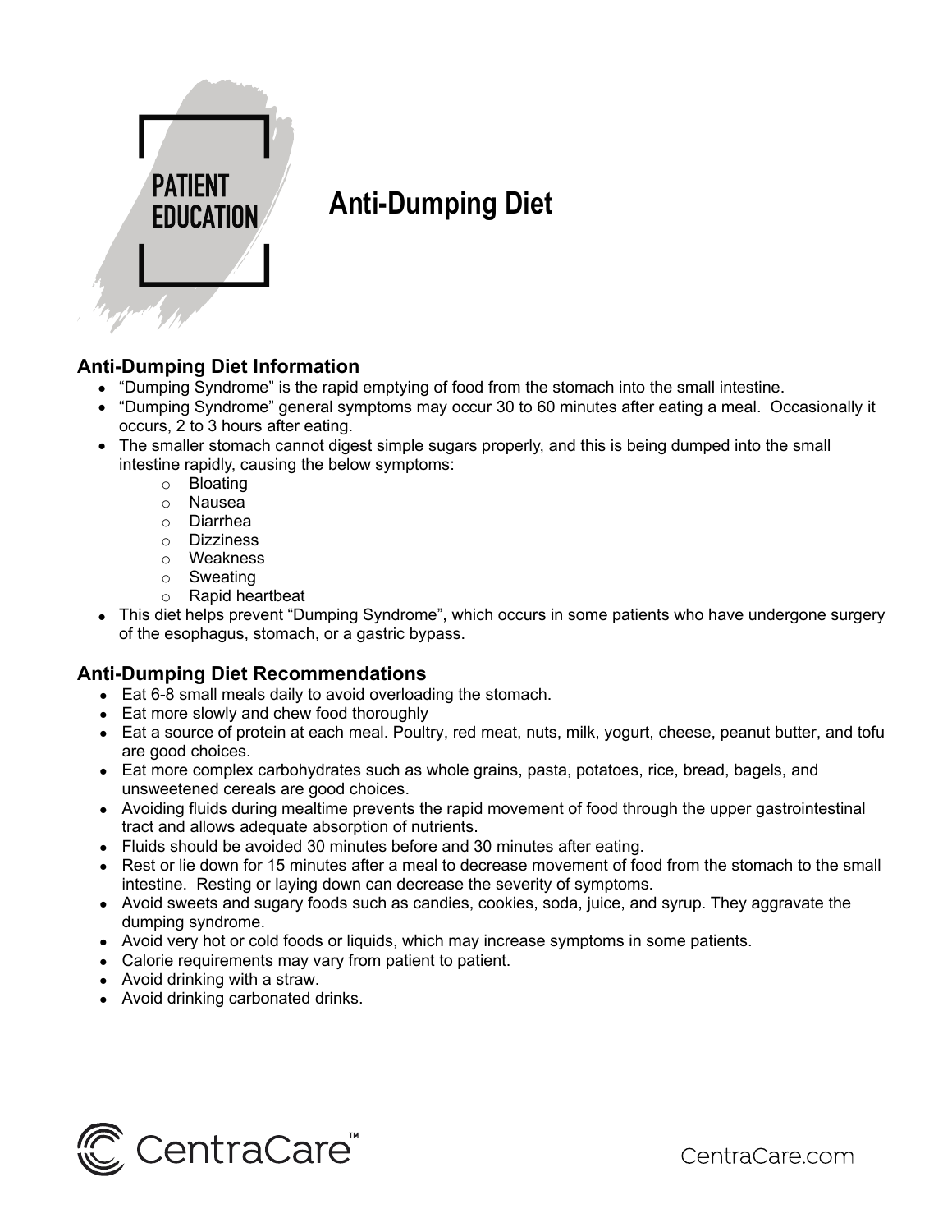PATIENT EDUCATION

# Anti-Dumping Diet

## Anti-Dumping Diet Information

- "Dumping Syndrome" is the rapid emptying of food from the stomach into the small intestine.
- "Dumping Syndrome" general symptoms may occur 30 to 60 minutes after eating a meal. Occasionally it occurs, 2 to 3 hours after eating.
- The smaller stomach cannot digest simple sugars properly, and this is being dumped into the small intestine rapidly, causing the below symptoms:
  - Bloating
  - Nausea
  - Diarrhea
  - Dizziness
  - Weakness
  - Sweating
  - Rapid heartbeat
- This diet helps prevent "Dumping Syndrome", which occurs in some patients who have undergone surgery of the esophagus, stomach, or a gastric bypass.

## Anti-Dumping Diet Recommendations

- Eat 6-8 small meals daily to avoid overloading the stomach.
- Eat more slowly and chew food thoroughly
- Eat a source of protein at each meal. Poultry, red meat, nuts, milk, yogurt, cheese, peanut butter, and tofu are good choices.
- Eat more complex carbohydrates such as whole grains, pasta, potatoes, rice, bread, bagels, and unsweetened cereals are good choices.
- Avoiding fluids during mealtime prevents the rapid movement of food through the upper gastrointestinal tract and allows adequate absorption of nutrients.
- Fluids should be avoided 30 minutes before and 30 minutes after eating.
- Rest or lie down for 15 minutes after a meal to decrease movement of food from the stomach to the small intestine. Resting or laying down can decrease the severity of symptoms.
- Avoid sweets and sugary foods such as candies, cookies, soda, juice, and syrup. They aggravate the dumping syndrome.
- Avoid very hot or cold foods or liquids, which may increase symptoms in some patients.
- Calorie requirements may vary from patient to patient.
- Avoid drinking with a straw.
- Avoid drinking carbonated drinks.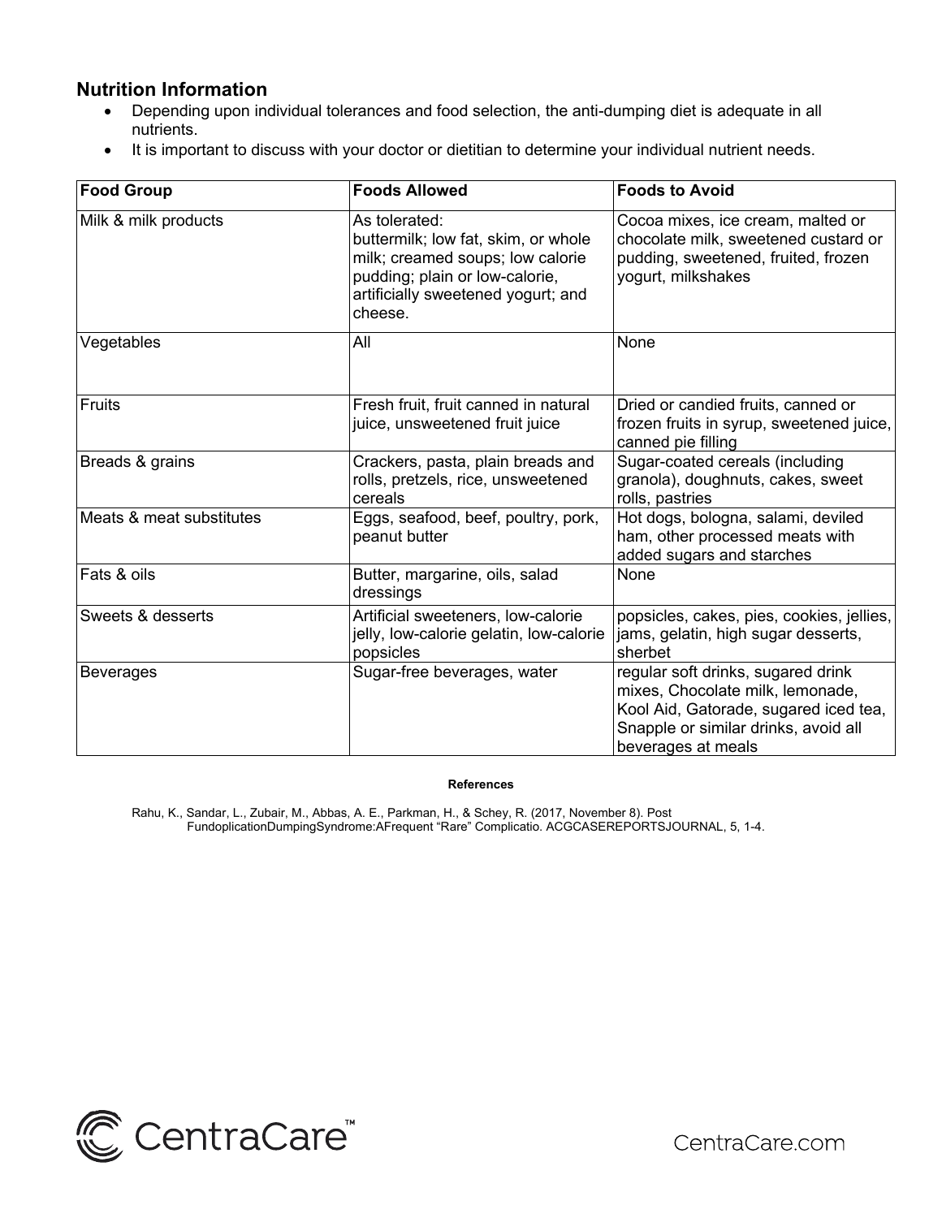## Nutrition Information

- Depending upon individual tolerances and food selection, the anti-dumping diet is adequate in all nutrients.
- It is important to discuss with your doctor or dietitian to determine your individual nutrient needs.

| Food Group | Foods Allowed | Foods to Avoid |
|---|---|---|
| Milk & milk products | As tolerated: buttermilk; low fat, skim, or whole milk; creamed soups; low calorie pudding; plain or low-calorie, artificially sweetened yogurt; and cheese. | Cocoa mixes, ice cream, malted or chocolate milk, sweetened custard or pudding, sweetened, fruited, frozen yogurt, milkshakes |
| Vegetables | All | None |
| Fruits | Fresh fruit, fruit canned in natural juice, unsweetened fruit juice | Dried or candied fruits, canned or frozen fruits in syrup, sweetened juice, canned pie filling |
| Breads & grains | Crackers, pasta, plain breads and rolls, pretzels, rice, unsweetened cereals | Sugar-coated cereals (including granola), doughnuts, cakes, sweet rolls, pastries |
| Meats & meat substitutes | Eggs, seafood, beef, poultry, pork, peanut butter | Hot dogs, bologna, salami, deviled ham, other processed meats with added sugars and starches |
| Fats & oils | Butter, margarine, oils, salad dressings | None |
| Sweets & desserts | Artificial sweeteners, low-calorie jelly, low-calorie gelatin, low-calorie popsicles | popsicles, cakes, pies, cookies, jellies, jams, gelatin, high sugar desserts, sherbet |
| Beverages | Sugar-free beverages, water | regular soft drinks, sugared drink mixes, Chocolate milk, lemonade, Kool Aid, Gatorade, sugared iced tea, Snapple or similar drinks, avoid all beverages at meals |

**References**

Rahu, K., Sandar, L., Zubair, M., Abbas, A. E., Parkman, H., & Schey, R. (2017, November 8). Post FundoplicationDumpingSyndrome:AFrequent "Rare" Complicatio. ACGCASEREPORTSJOURNAL, 5, 1-4.

CentraCare™

CentraCare.com